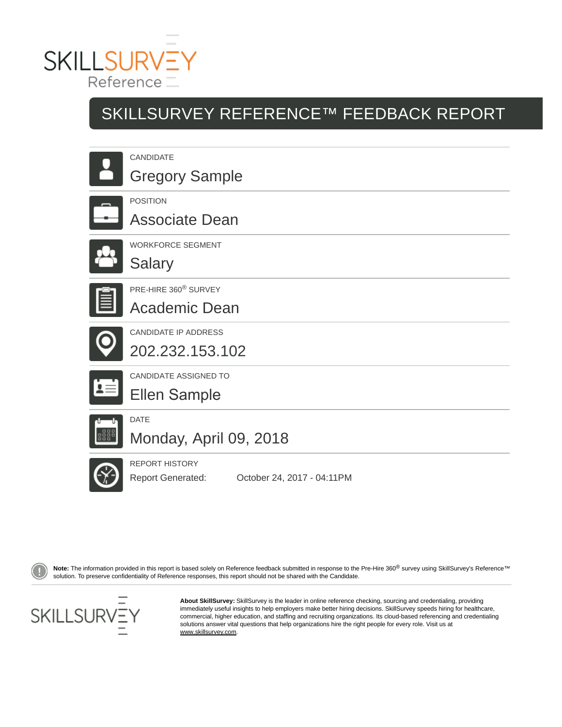SKILLSURVEY Reference

# SKILLSURVEY REFERENCE™ FEEDBACK REPORT

CANDIDATE

Gregory Sample

POSITION

Associate Dean

WORKFORCE SEGMENT

Salary

PRE-HIRE 360® SURVEY

Academic Dean

CANDIDATE IP ADDRESS

202.232.153.102

CANDIDATE ASSIGNED TO

Ellen Sample

DATE

Monday, April 09, 2018

REPORT HISTORY

Report Generated: October 24, 2017 - 04:11PM

**Note:** The information provided in this report is based solely on Reference feedback submitted in response to the Pre-Hire 360® survey using SkillSurvey's Reference™ solution. To preserve confidentiality of Reference responses, this report should not be shared with the Candidate.

SKILLSURVEY

**About SkillSurvey:** SkillSurvey is the leader in online reference checking, sourcing and credentialing, providing immediately useful insights to help employers make better hiring decisions. SkillSurvey speeds hiring for healthcare, commercial, higher education, and staffing and recruiting organizations. Its cloud-based referencing and credentialing solutions answer vital questions that help organizations hire the right people for every role. Visit us at www.skillsurvey.com.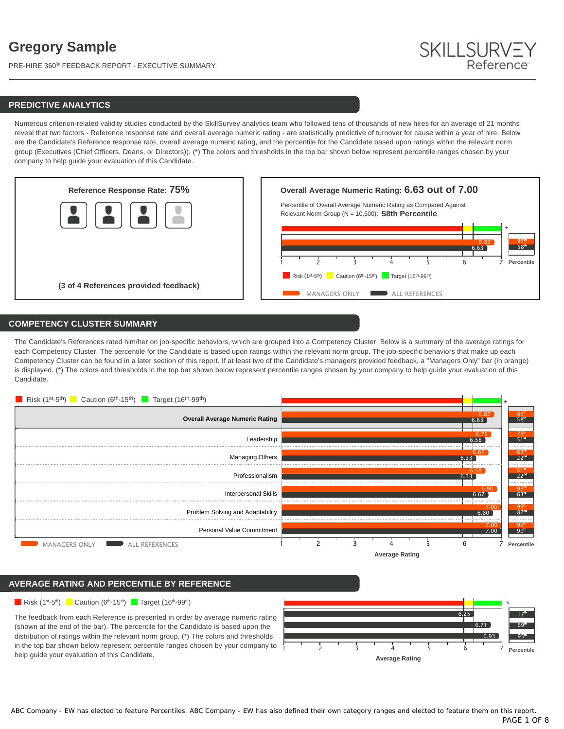# Gregory Sample

PRE-HIRE 360® FEEDBACK REPORT - EXECUTIVE SUMMARY

SKILLSURVEY Reference

## PREDICTIVE ANALYTICS

Numerous criterion-related validity studies conducted by the SkillSurvey analytics team who followed tens of thousands of new hires for an average of 21 months reveal that two factors - Reference response rate and overall average numeric rating - are statistically predictive of turnover for cause within a year of hire. Below are the Candidate's Reference response rate, overall average numeric rating, and the percentile for the Candidate based upon ratings within the relevant norm group (Executives (Chief Officers, Deans, or Directors)). (*) The colors and thresholds in the top bar shown below represent percentile ranges chosen by your company to help guide your evaluation of this Candidate.

**Reference Response Rate: 75%**

**(3 of 4 References provided feedback)**

**Overall Average Numeric Rating: 6.63 out of 7.00**

Percentile of Overall Average Numeric Rating as Compared Against Relevant Norm Group (N = 10,500): **58th Percentile**

| | Rating | Percentile |
|---|---|---|
| Managers Only | 6.82 | 85th |
| All References | 6.63 | 58th |

Risk (1st-5th) | Caution (6th-15th) | Target (16th-99th)

MANAGERS ONLY | ALL REFERENCES

## COMPETENCY CLUSTER SUMMARY

The Candidate's References rated him/her on job-specific behaviors, which are grouped into a Competency Cluster. Below is a summary of the average ratings for each Competency Cluster. The percentile for the Candidate is based upon ratings within the relevant norm group. The job-specific behaviors that make up each Competency Cluster can be found in a later section of this report. If at least two of the Candidate's managers provided feedback, a "Managers Only" bar (in orange) is displayed. (*) The colors and thresholds in the top bar shown below represent percentile ranges chosen by your company to help guide your evaluation of this Candidate.

Risk (1st-5th) | Caution (6th-15th) | Target (16th-99th)

| Competency Cluster | Managers Only Rating | All References Rating | Managers Only Percentile | All References Percentile |
|---|---|---|---|---|
| **Overall Average Numeric Rating** | 6.82 | 6.63 | 85th | 58th |
| Leadership | 6.75 | 6.58 | 75th | 51st |
| Managing Others | 6.67 | 6.33 | 63rd | 22nd |
| Professionalism | 6.58 | 6.33 | 51st | 22nd |
| Interpersonal Skills | 6.90 | 6.67 | 93rd | 63rd |
| Problem Solving and Adaptability | 7.00 | 6.80 | 99th | 82nd |
| Personal Value Commitment | 7.00 | 7.00 | 99th | 99th |

MANAGERS ONLY | ALL REFERENCES

Average Rating

## AVERAGE RATING AND PERCENTILE BY REFERENCE

Risk (1st-5th) | Caution (6th-15th) | Target (16th-99th)

The feedback from each Reference is presented in order by average numeric rating (shown at the end of the bar). The percentile for the Candidate is based upon the distribution of ratings within the relevant norm group. (*) The colors and thresholds in the top bar shown below represent percentile ranges chosen by your company to help guide your evaluation of this Candidate.

| Average Rating | Percentile |
|---|---|
| 6.25 | 17th |
| 6.71 | 69th |
| 6.93 | 95th |

ABC Company - EW has elected to feature Percentiles. ABC Company - EW has also defined their own category ranges and elected to feature them on this report.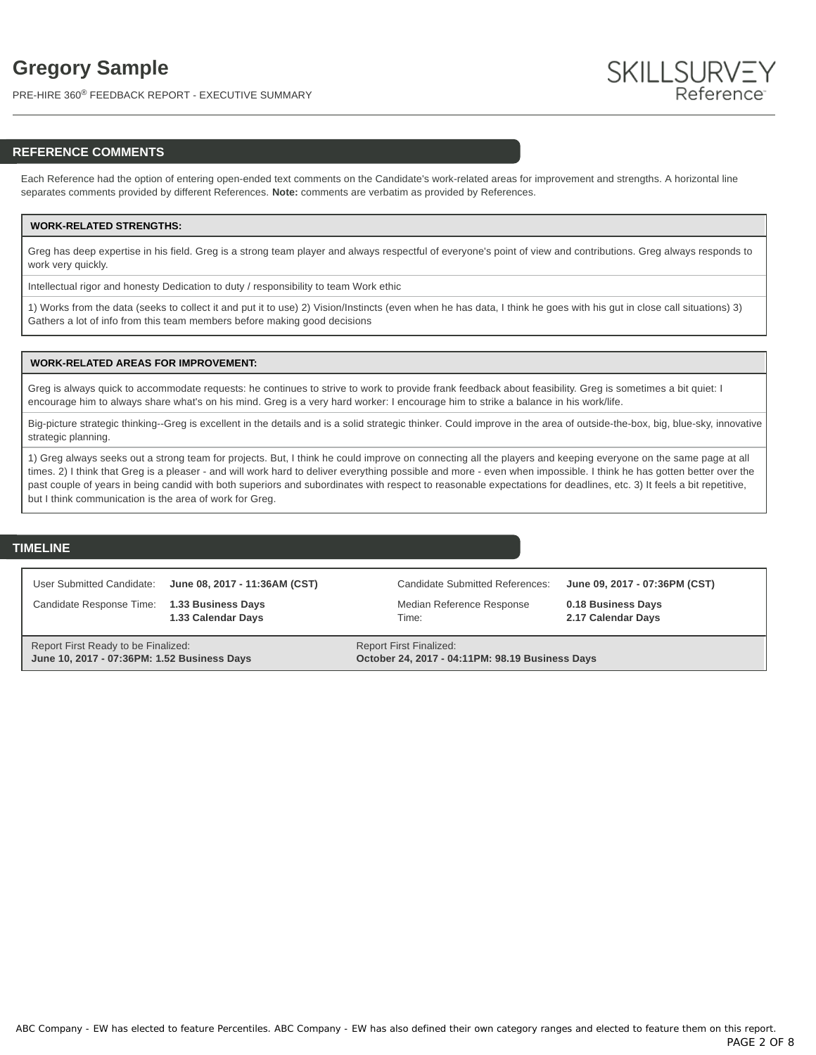## REFERENCE COMMENTS

Each Reference had the option of entering open-ended text comments on the Candidate's work-related areas for improvement and strengths. A horizontal line separates comments provided by different References. **Note:** comments are verbatim as provided by References.

| WORK-RELATED STRENGTHS: |
|---|
| Greg has deep expertise in his field. Greg is a strong team player and always respectful of everyone's point of view and contributions. Greg always responds to work very quickly. |
| Intellectual rigor and honesty Dedication to duty / responsibility to team Work ethic |
| 1) Works from the data (seeks to collect it and put it to use) 2) Vision/Instincts (even when he has data, I think he goes with his gut in close call situations) 3) Gathers a lot of info from this team members before making good decisions |

| WORK-RELATED AREAS FOR IMPROVEMENT: |
|---|
| Greg is always quick to accommodate requests: he continues to strive to work to provide frank feedback about feasibility. Greg is sometimes a bit quiet: I encourage him to always share what's on his mind. Greg is a very hard worker: I encourage him to strike a balance in his work/life. |
| Big-picture strategic thinking--Greg is excellent in the details and is a solid strategic thinker. Could improve in the area of outside-the-box, big, blue-sky, innovative strategic planning. |
| 1) Greg always seeks out a strong team for projects. But, I think he could improve on connecting all the players and keeping everyone on the same page at all times. 2) I think that Greg is a pleaser - and will work hard to deliver everything possible and more - even when impossible. I think he has gotten better over the past couple of years in being candid with both superiors and subordinates with respect to reasonable expectations for deadlines, etc. 3) It feels a bit repetitive, but I think communication is the area of work for Greg. |

## TIMELINE

| | | | |
|---|---|---|---|
| User Submitted Candidate: | **June 08, 2017 - 11:36AM (CST)** | Candidate Submitted References: | **June 09, 2017 - 07:36PM (CST)** |
| Candidate Response Time: | **1.33 Business Days**<br>**1.33 Calendar Days** | Median Reference Response Time: | **0.18 Business Days**<br>**2.17 Calendar Days** |

Report First Ready to be Finalized:
**June 10, 2017 - 07:36PM: 1.52 Business Days**

Report First Finalized:
**October 24, 2017 - 04:11PM: 98.19 Business Days**

ABC Company - EW has elected to feature Percentiles. ABC Company - EW has also defined their own category ranges and elected to feature them on this report.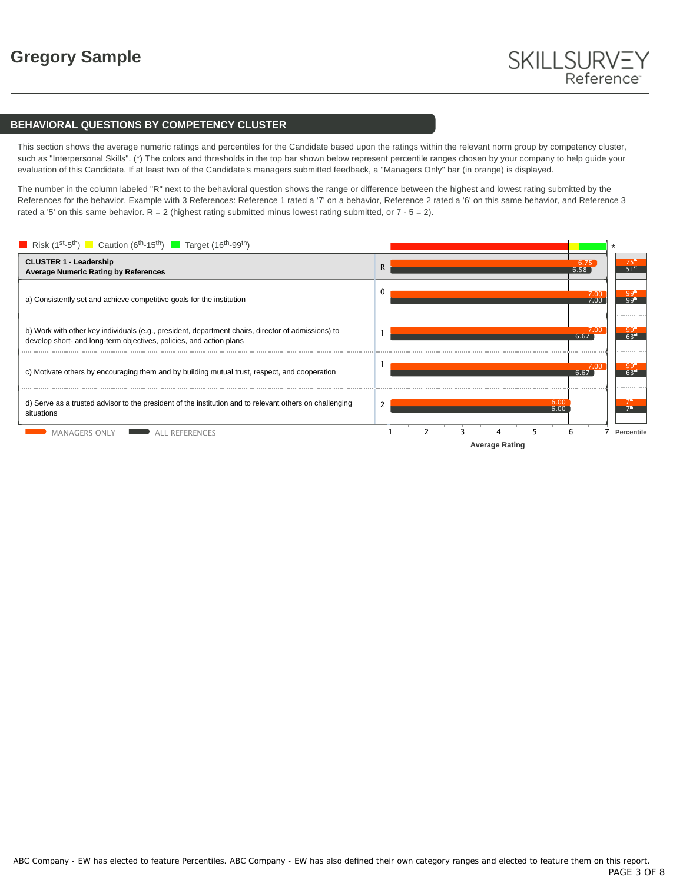# Gregory Sample

SKILLSURVEY Reference

## BEHAVIORAL QUESTIONS BY COMPETENCY CLUSTER

This section shows the average numeric ratings and percentiles for the Candidate based upon the ratings within the relevant norm group by competency cluster, such as "Interpersonal Skills". (*) The colors and thresholds in the top bar shown below represent percentile ranges chosen by your company to help guide your evaluation of this Candidate. If at least two of the Candidate's managers submitted feedback, a "Managers Only" bar (in orange) is displayed.

The number in the column labeled "R" next to the behavioral question shows the range or difference between the highest and lowest rating submitted by the References for the behavior. Example with 3 References: Reference 1 rated a '7' on a behavior, Reference 2 rated a '6' on this same behavior, and Reference 3 rated a '5' on this same behavior. R = 2 (highest rating submitted minus lowest rating submitted, or 7 - 5 = 2).

Risk (1st-5th) Caution (6th-15th) Target (16th-99th)

| CLUSTER 1 - Leadership | R | Managers Only (Average Rating) | All References (Average Rating) | Managers Only Percentile | All References Percentile |
|---|---|---|---|---|---|
| **Average Numeric Rating by References** | | 6.75 | 6.58 | 75th | 51st |
| a) Consistently set and achieve competitive goals for the institution | 0 | 7.00 | 7.00 | 99th | 99th |
| b) Work with other key individuals (e.g., president, department chairs, director of admissions) to develop short- and long-term objectives, policies, and action plans | 1 | 7.00 | 6.67 | 99th | 63rd |
| c) Motivate others by encouraging them and by building mutual trust, respect, and cooperation | 1 | 7.00 | 6.67 | 99th | 63rd |
| d) Serve as a trusted advisor to the president of the institution and to relevant others on challenging situations | 2 | 6.00 | 6.00 | 7th | 7th |

MANAGERS ONLY ALL REFERENCES

Average Rating (scale 1–7) | Percentile

ABC Company - EW has elected to feature Percentiles. ABC Company - EW has also defined their own category ranges and elected to feature them on this report.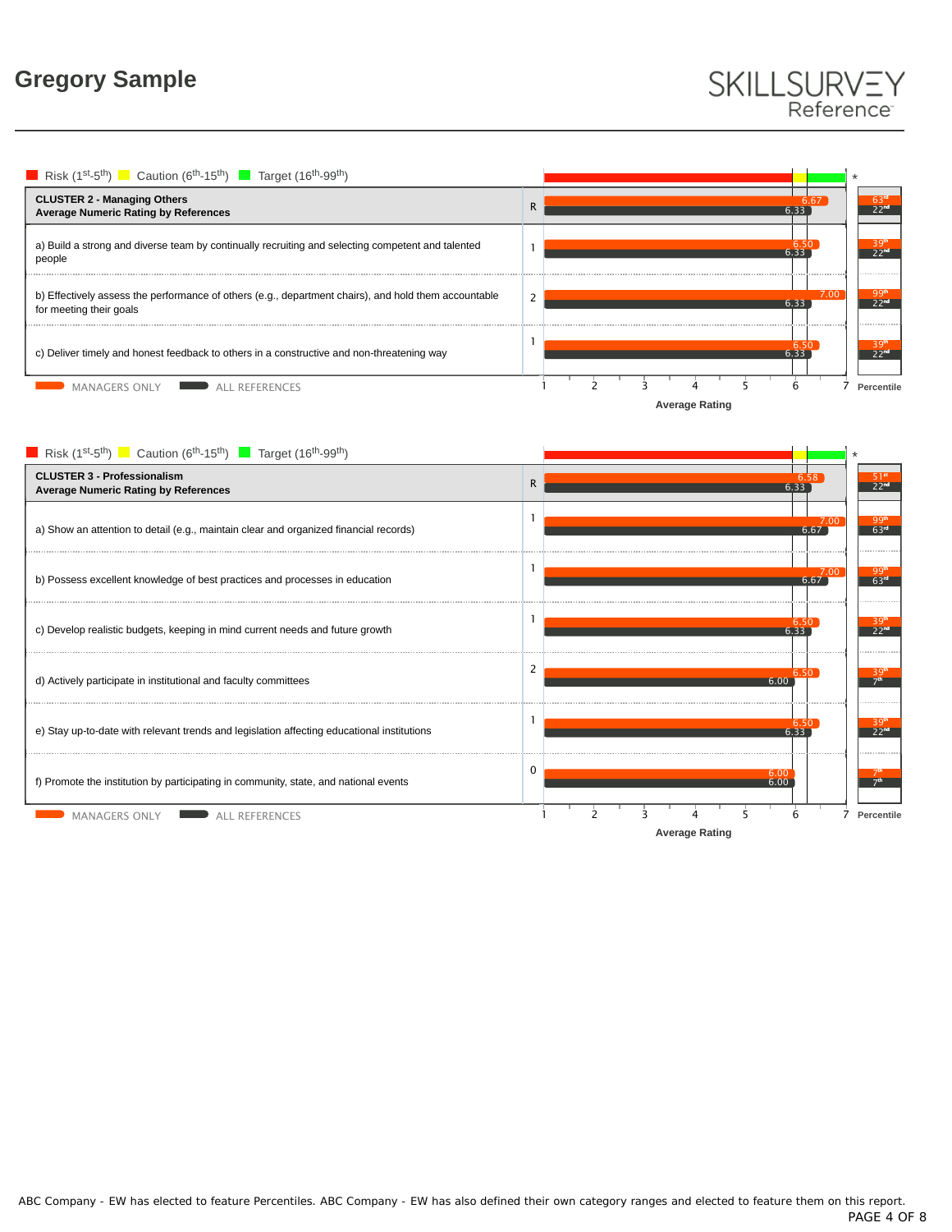# Gregory Sample

SKILLSURVEY Reference

Risk (1st-5th) Caution (6th-15th) Target (16th-99th)

| CLUSTER 2 - Managing Others<br>Average Numeric Rating by References | R | Managers Only | All References | Percentile (Managers Only) | Percentile (All References) |
|---|---|---|---|---|---|
| | R | 6.67 | 6.33 | 63rd | 22nd |
| a) Build a strong and diverse team by continually recruiting and selecting competent and talented people | 1 | 6.50 | 6.33 | 39th | 22nd |
| b) Effectively assess the performance of others (e.g., department chairs), and hold them accountable for meeting their goals | 2 | 7.00 | 6.33 | 99th | 22nd |
| c) Deliver timely and honest feedback to others in a constructive and non-threatening way | 1 | 6.50 | 6.33 | 39th | 22nd |

MANAGERS ONLY   ALL REFERENCES

Average Rating

Risk (1st-5th) Caution (6th-15th) Target (16th-99th)

| CLUSTER 3 - Professionalism<br>Average Numeric Rating by References | R | Managers Only | All References | Percentile (Managers Only) | Percentile (All References) |
|---|---|---|---|---|---|
| | R | 6.58 | 6.33 | 51st | 22nd |
| a) Show an attention to detail (e.g., maintain clear and organized financial records) | 1 | 7.00 | 6.67 | 99th | 63rd |
| b) Possess excellent knowledge of best practices and processes in education | 1 | 7.00 | 6.67 | 99th | 63rd |
| c) Develop realistic budgets, keeping in mind current needs and future growth | 1 | 6.50 | 6.33 | 39th | 22nd |
| d) Actively participate in institutional and faculty committees | 2 | 6.50 | 6.00 | 39th | 7th |
| e) Stay up-to-date with relevant trends and legislation affecting educational institutions | 1 | 6.50 | 6.33 | 39th | 22nd |
| f) Promote the institution by participating in community, state, and national events | 0 | 6.00 | 6.00 | 7th | 7th |

MANAGERS ONLY   ALL REFERENCES

Average Rating

ABC Company - EW has elected to feature Percentiles. ABC Company - EW has also defined their own category ranges and elected to feature them on this report.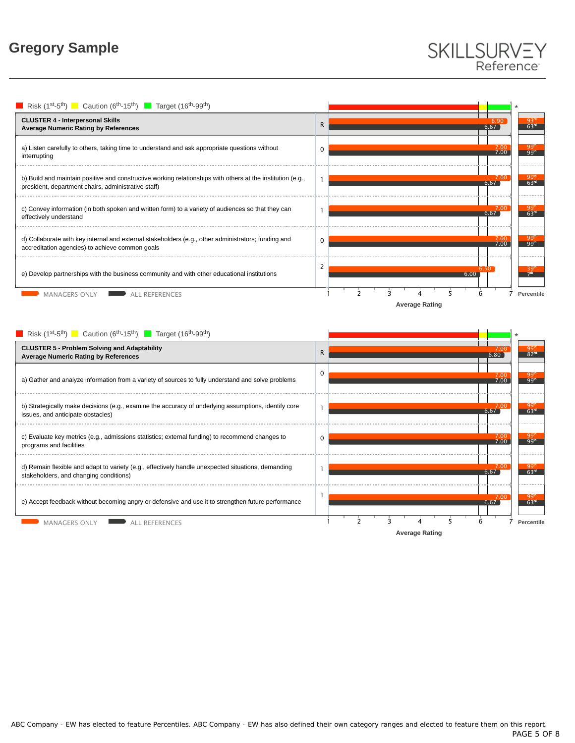# Gregory Sample

SKILLSURVEY Reference

Risk (1st-5th) Caution (6th-15th) Target (16th-99th)

| CLUSTER 4 - Interpersonal Skills<br>Average Numeric Rating by References | R | Managers Only | All References | Percentile (Managers Only) | Percentile (All References) |
|---|---|---|---|---|---|
| **CLUSTER 4 - Interpersonal Skills Average Numeric Rating by References** | | 6.90 | 6.67 | 93rd | 63rd |
| a) Listen carefully to others, taking time to understand and ask appropriate questions without interrupting | 0 | 7.00 | 7.00 | 99th | 99th |
| b) Build and maintain positive and constructive working relationships with others at the institution (e.g., president, department chairs, administrative staff) | 1 | 7.00 | 6.67 | 99th | 63rd |
| c) Convey information (in both spoken and written form) to a variety of audiences so that they can effectively understand | 1 | 7.00 | 6.67 | 99th | 63rd |
| d) Collaborate with key internal and external stakeholders (e.g., other administrators; funding and accreditation agencies) to achieve common goals | 0 | 7.00 | 7.00 | 99th | 99th |
| e) Develop partnerships with the business community and with other educational institutions | 2 | 6.50 | 6.00 | 39th | 7th |

MANAGERS ONLY — ALL REFERENCES

Average Rating (1–7)

Risk (1st-5th) Caution (6th-15th) Target (16th-99th)

| CLUSTER 5 - Problem Solving and Adaptability<br>Average Numeric Rating by References | R | Managers Only | All References | Percentile (Managers Only) | Percentile (All References) |
|---|---|---|---|---|---|
| **CLUSTER 5 - Problem Solving and Adaptability Average Numeric Rating by References** | | 7.00 | 6.80 | 99th | 82nd |
| a) Gather and analyze information from a variety of sources to fully understand and solve problems | 0 | 7.00 | 7.00 | 99th | 99th |
| b) Strategically make decisions (e.g., examine the accuracy of underlying assumptions, identify core issues, and anticipate obstacles) | 1 | 7.00 | 6.67 | 99th | 63rd |
| c) Evaluate key metrics (e.g., admissions statistics; external funding) to recommend changes to programs and facilities | 0 | 7.00 | 7.00 | 99th | 99th |
| d) Remain flexible and adapt to variety (e.g., effectively handle unexpected situations, demanding stakeholders, and changing conditions) | 1 | 7.00 | 6.67 | 99th | 63rd |
| e) Accept feedback without becoming angry or defensive and use it to strengthen future performance | 1 | 7.00 | 6.67 | 99th | 63rd |

MANAGERS ONLY — ALL REFERENCES

Average Rating (1–7)

ABC Company - EW has elected to feature Percentiles. ABC Company - EW has also defined their own category ranges and elected to feature them on this report.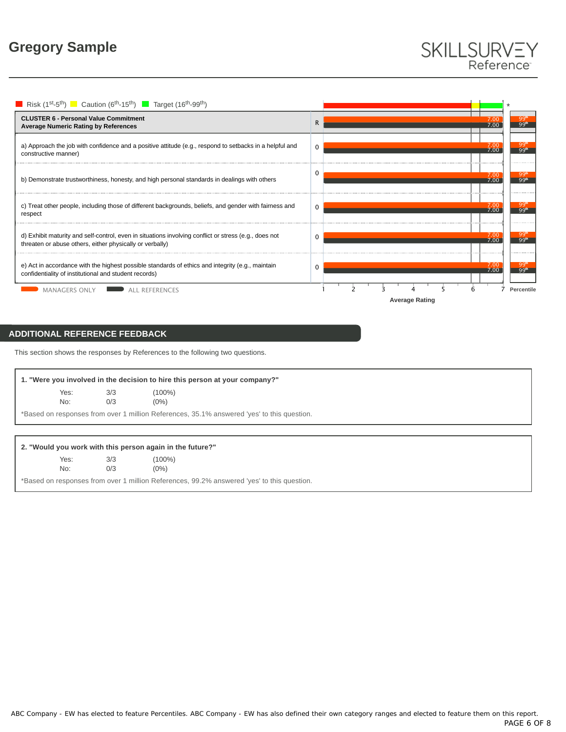## Gregory Sample

Risk (1st-5th) Caution (6th-15th) Target (16th-99th)

| CLUSTER 6 - Personal Value Commitment<br>Average Numeric Rating by References | R | Managers Only | All References | Percentile (Managers Only) | Percentile (All References) |
|---|---|---|---|---|---|
| a) Approach the job with confidence and a positive attitude (e.g., respond to setbacks in a helpful and constructive manner) | 0 | 7.00 | 7.00 | 99th | 99th |
| b) Demonstrate trustworthiness, honesty, and high personal standards in dealings with others | 0 | 7.00 | 7.00 | 99th | 99th |
| c) Treat other people, including those of different backgrounds, beliefs, and gender with fairness and respect | 0 | 7.00 | 7.00 | 99th | 99th |
| d) Exhibit maturity and self-control, even in situations involving conflict or stress (e.g., does not threaten or abuse others, either physically or verbally) | 0 | 7.00 | 7.00 | 99th | 99th |
| e) Act in accordance with the highest possible standards of ethics and integrity (e.g., maintain confidentiality of institutional and student records) | 0 | 7.00 | 7.00 | 99th | 99th |

Cluster average: Managers Only 7.00 (99th), All References 7.00 (99th)

MANAGERS ONLY ALL REFERENCES

Average Rating (scale 1–7)

## ADDITIONAL REFERENCE FEEDBACK

This section shows the responses by References to the following two questions.

**1. "Were you involved in the decision to hire this person at your company?"**

| | | |
|---|---|---|
| Yes: | 3/3 | (100%) |
| No: | 0/3 | (0%) |

*Based on responses from over 1 million References, 35.1% answered 'yes' to this question.

**2. "Would you work with this person again in the future?"**

| | | |
|---|---|---|
| Yes: | 3/3 | (100%) |
| No: | 0/3 | (0%) |

*Based on responses from over 1 million References, 99.2% answered 'yes' to this question.

ABC Company - EW has elected to feature Percentiles. ABC Company - EW has also defined their own category ranges and elected to feature them on this report.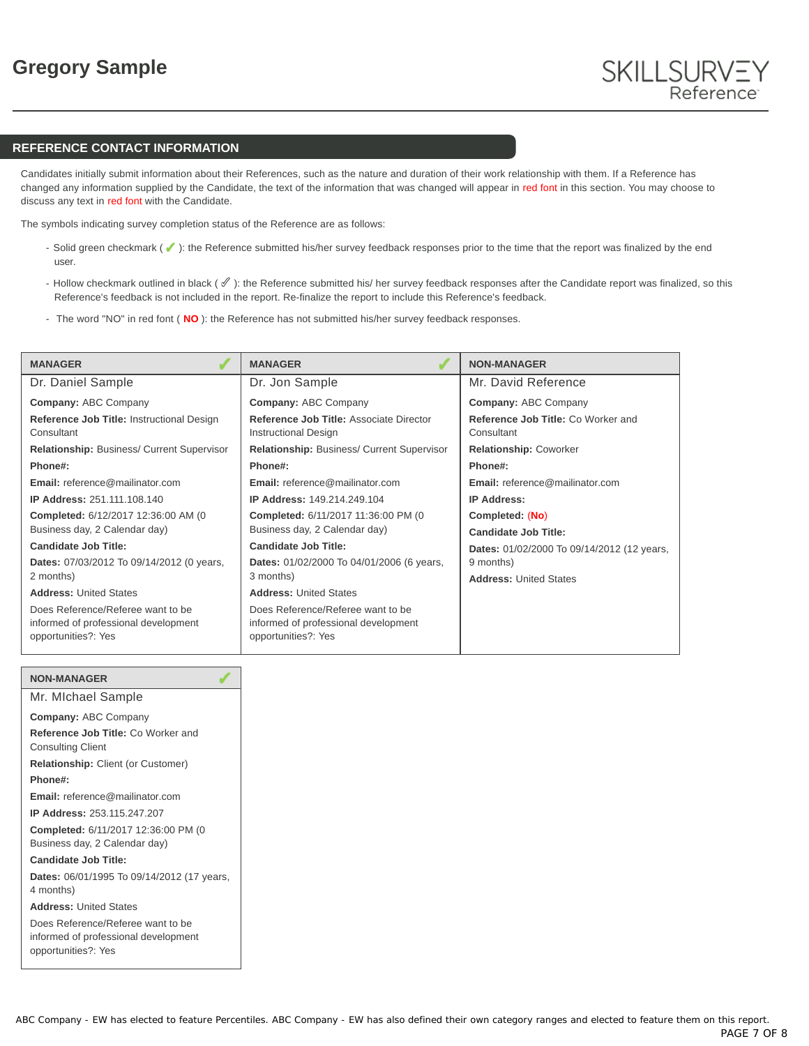# Gregory Sample

SKILLSURVEY Reference

## REFERENCE CONTACT INFORMATION

Candidates initially submit information about their References, such as the nature and duration of their work relationship with them. If a Reference has changed any information supplied by the Candidate, the text of the information that was changed will appear in red font in this section. You may choose to discuss any text in red font with the Candidate.

The symbols indicating survey completion status of the Reference are as follows:

- Solid green checkmark ( ✔ ): the Reference submitted his/her survey feedback responses prior to the time that the report was finalized by the end user.
- Hollow checkmark outlined in black ( ✔ ): the Reference submitted his/ her survey feedback responses after the Candidate report was finalized, so this Reference's feedback is not included in the report. Re-finalize the report to include this Reference's feedback.
- The word "NO" in red font ( **NO** ): the Reference has not submitted his/her survey feedback responses.

### MANAGER ✔

Dr. Daniel Sample

**Company:** ABC Company

**Reference Job Title:** Instructional Design Consultant

**Relationship:** Business/ Current Supervisor

**Phone#:**

**Email:** reference@mailinator.com

**IP Address:** 251.111.108.140

**Completed:** 6/12/2017 12:36:00 AM (0 Business day, 2 Calendar day)

**Candidate Job Title:**

**Dates:** 07/03/2012 To 09/14/2012 (0 years, 2 months)

**Address:** United States

Does Reference/Referee want to be informed of professional development opportunities?: Yes

### MANAGER ✔

Dr. Jon Sample

**Company:** ABC Company

**Reference Job Title:** Associate Director Instructional Design

**Relationship:** Business/ Current Supervisor

**Phone#:**

**Email:** reference@mailinator.com

**IP Address:** 149.214.249.104

**Completed:** 6/11/2017 11:36:00 PM (0 Business day, 2 Calendar day)

**Candidate Job Title:**

**Dates:** 01/02/2000 To 04/01/2006 (6 years, 3 months)

**Address:** United States

Does Reference/Referee want to be informed of professional development opportunities?: Yes

### NON-MANAGER

Mr. David Reference

**Company:** ABC Company

**Reference Job Title:** Co Worker and Consultant

**Relationship:** Coworker

**Phone#:**

**Email:** reference@mailinator.com

**IP Address:**

**Completed:** (No)

**Candidate Job Title:**

**Dates:** 01/02/2000 To 09/14/2012 (12 years, 9 months)

**Address:** United States

### NON-MANAGER ✔

Mr. MIchael Sample

**Company:** ABC Company

**Reference Job Title:** Co Worker and Consulting Client

**Relationship:** Client (or Customer)

**Phone#:**

**Email:** reference@mailinator.com

**IP Address:** 253.115.247.207

**Completed:** 6/11/2017 12:36:00 PM (0 Business day, 2 Calendar day)

**Candidate Job Title:**

**Dates:** 06/01/1995 To 09/14/2012 (17 years, 4 months)

**Address:** United States

Does Reference/Referee want to be informed of professional development opportunities?: Yes

ABC Company - EW has elected to feature Percentiles. ABC Company - EW has also defined their own category ranges and elected to feature them on this report.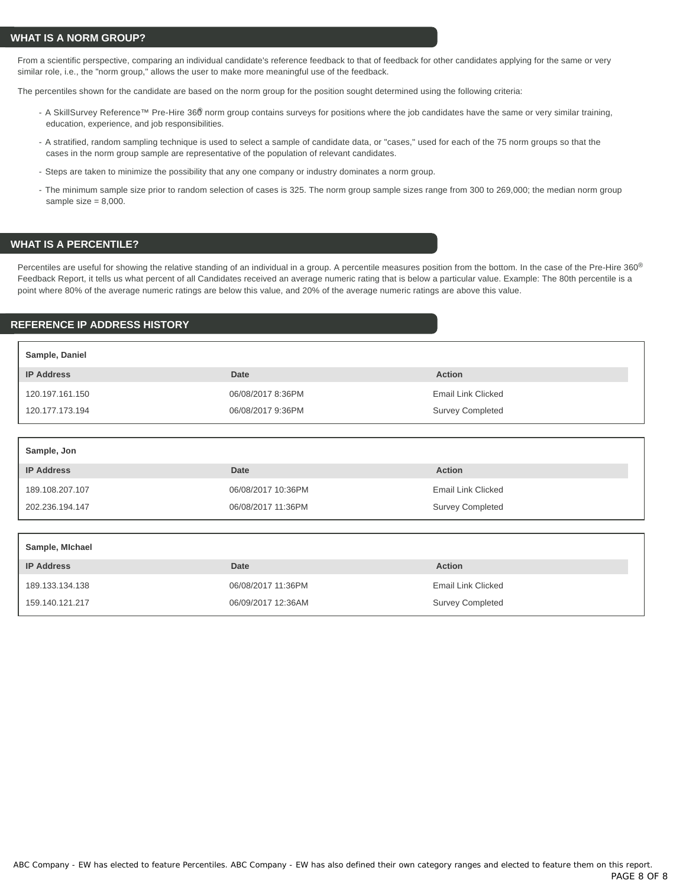## WHAT IS A NORM GROUP?

From a scientific perspective, comparing an individual candidate's reference feedback to that of feedback for other candidates applying for the same or very similar role, i.e., the "norm group," allows the user to make more meaningful use of the feedback.

The percentiles shown for the candidate are based on the norm group for the position sought determined using the following criteria:

- A SkillSurvey Reference™ Pre-Hire 360® norm group contains surveys for positions where the job candidates have the same or very similar training, education, experience, and job responsibilities.
- A stratified, random sampling technique is used to select a sample of candidate data, or "cases," used for each of the 75 norm groups so that the cases in the norm group sample are representative of the population of relevant candidates.
- Steps are taken to minimize the possibility that any one company or industry dominates a norm group.
- The minimum sample size prior to random selection of cases is 325. The norm group sample sizes range from 300 to 269,000; the median norm group sample size = 8,000.

## WHAT IS A PERCENTILE?

Percentiles are useful for showing the relative standing of an individual in a group. A percentile measures position from the bottom. In the case of the Pre-Hire 360® Feedback Report, it tells us what percent of all Candidates received an average numeric rating that is below a particular value. Example: The 80th percentile is a point where 80% of the average numeric ratings are below this value, and 20% of the average numeric ratings are above this value.

## REFERENCE IP ADDRESS HISTORY

**Sample, Daniel**

| IP Address | Date | Action |
|---|---|---|
| 120.197.161.150 | 06/08/2017 8:36PM | Email Link Clicked |
| 120.177.173.194 | 06/08/2017 9:36PM | Survey Completed |

**Sample, Jon**

| IP Address | Date | Action |
|---|---|---|
| 189.108.207.107 | 06/08/2017 10:36PM | Email Link Clicked |
| 202.236.194.147 | 06/08/2017 11:36PM | Survey Completed |

**Sample, MIchael**

| IP Address | Date | Action |
|---|---|---|
| 189.133.134.138 | 06/08/2017 11:36PM | Email Link Clicked |
| 159.140.121.217 | 06/09/2017 12:36AM | Survey Completed |

ABC Company - EW has elected to feature Percentiles. ABC Company - EW has also defined their own category ranges and elected to feature them on this report.